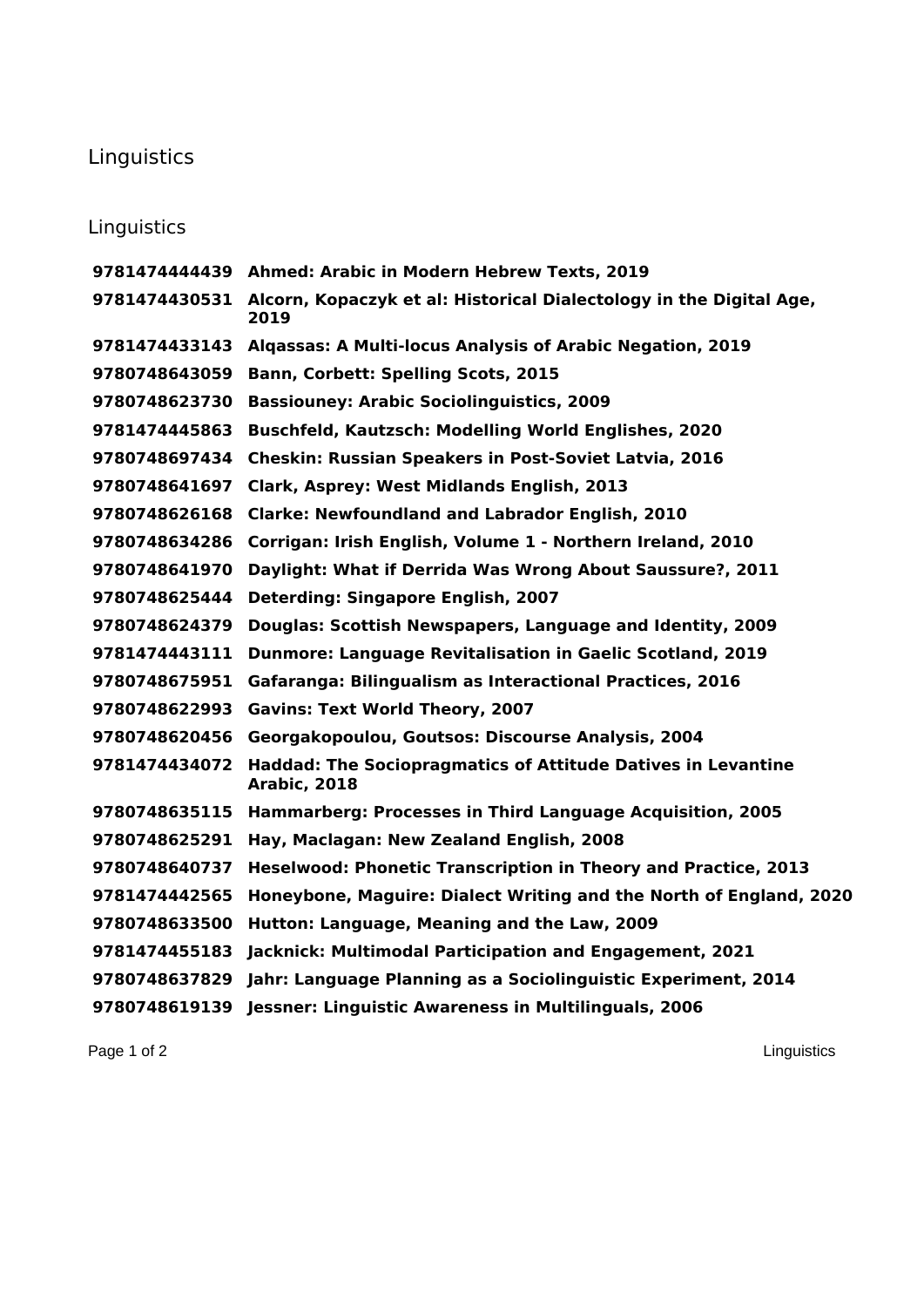# Linguistics

## Linguistics

| | |
|---|---|
| **9781474444439** | **Ahmed: Arabic in Modern Hebrew Texts, 2019** |
| **9781474430531** | **Alcorn, Kopaczyk et al: Historical Dialectology in the Digital Age, 2019** |
| **9781474433143** | **Alqassas: A Multi-locus Analysis of Arabic Negation, 2019** |
| **9780748643059** | **Bann, Corbett: Spelling Scots, 2015** |
| **9780748623730** | **Bassiouney: Arabic Sociolinguistics, 2009** |
| **9781474445863** | **Buschfeld, Kautzsch: Modelling World Englishes, 2020** |
| **9780748697434** | **Cheskin: Russian Speakers in Post-Soviet Latvia, 2016** |
| **9780748641697** | **Clark, Asprey: West Midlands English, 2013** |
| **9780748626168** | **Clarke: Newfoundland and Labrador English, 2010** |
| **9780748634286** | **Corrigan: Irish English, Volume 1 - Northern Ireland, 2010** |
| **9780748641970** | **Daylight: What if Derrida Was Wrong About Saussure?, 2011** |
| **9780748625444** | **Deterding: Singapore English, 2007** |
| **9780748624379** | **Douglas: Scottish Newspapers, Language and Identity, 2009** |
| **9781474443111** | **Dunmore: Language Revitalisation in Gaelic Scotland, 2019** |
| **9780748675951** | **Gafaranga: Bilingualism as Interactional Practices, 2016** |
| **9780748622993** | **Gavins: Text World Theory, 2007** |
| **9780748620456** | **Georgakopoulou, Goutsos: Discourse Analysis, 2004** |
| **9781474434072** | **Haddad: The Sociopragmatics of Attitude Datives in Levantine Arabic, 2018** |
| **9780748635115** | **Hammarberg: Processes in Third Language Acquisition, 2005** |
| **9780748625291** | **Hay, Maclagan: New Zealand English, 2008** |
| **9780748640737** | **Heselwood: Phonetic Transcription in Theory and Practice, 2013** |
| **9781474442565** | **Honeybone, Maguire: Dialect Writing and the North of England, 2020** |
| **9780748633500** | **Hutton: Language, Meaning and the Law, 2009** |
| **9781474455183** | **Jacknick: Multimodal Participation and Engagement, 2021** |
| **9780748637829** | **Jahr: Language Planning as a Sociolinguistic Experiment, 2014** |
| **9780748619139** | **Jessner: Linguistic Awareness in Multilinguals, 2006** |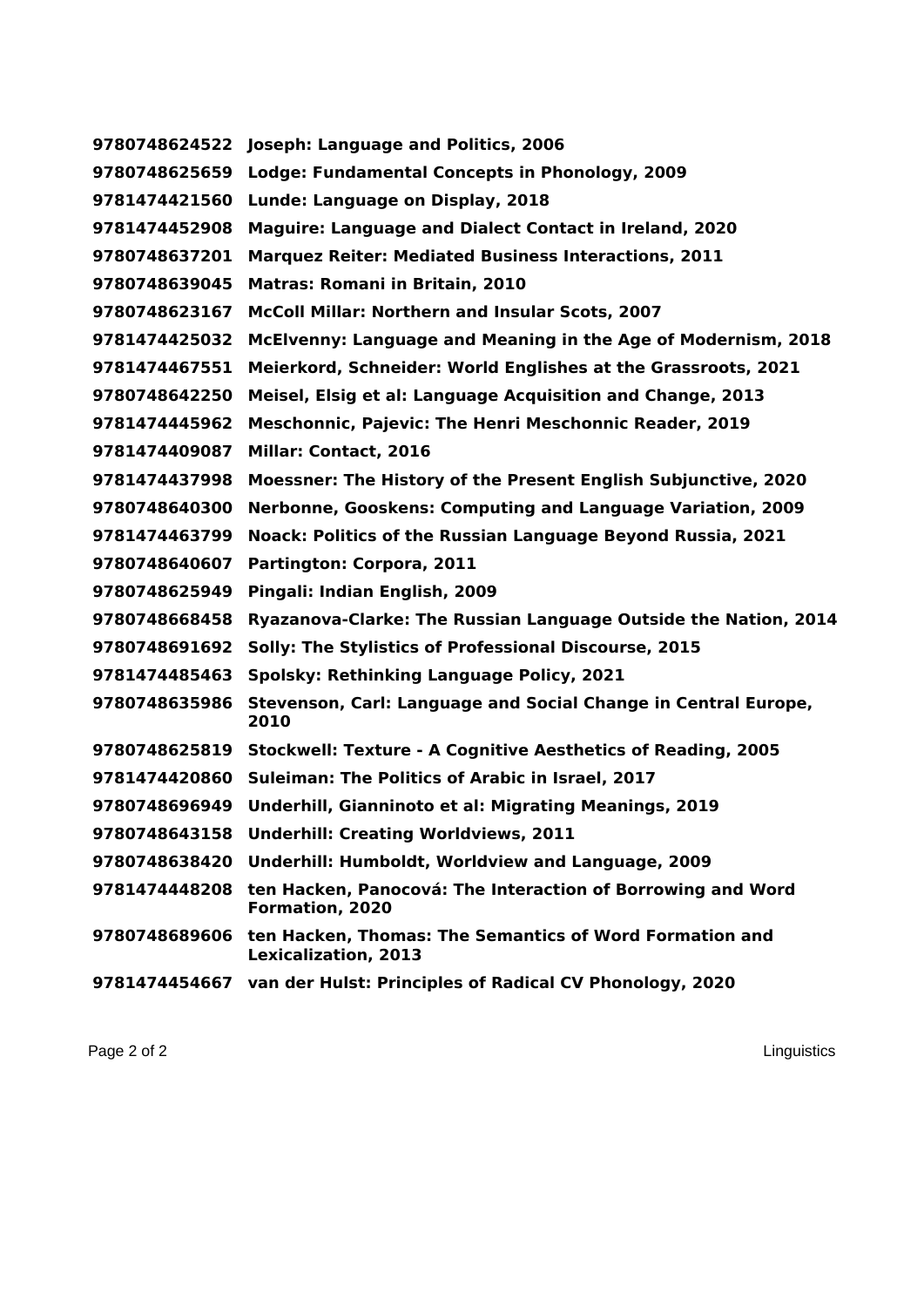| | |
|---|---|
| **9780748624522** | **Joseph: Language and Politics, 2006** |
| **9780748625659** | **Lodge: Fundamental Concepts in Phonology, 2009** |
| **9781474421560** | **Lunde: Language on Display, 2018** |
| **9781474452908** | **Maguire: Language and Dialect Contact in Ireland, 2020** |
| **9780748637201** | **Marquez Reiter: Mediated Business Interactions, 2011** |
| **9780748639045** | **Matras: Romani in Britain, 2010** |
| **9780748623167** | **McColl Millar: Northern and Insular Scots, 2007** |
| **9781474425032** | **McElvenny: Language and Meaning in the Age of Modernism, 2018** |
| **9781474467551** | **Meierkord, Schneider: World Englishes at the Grassroots, 2021** |
| **9780748642250** | **Meisel, Elsig et al: Language Acquisition and Change, 2013** |
| **9781474445962** | **Meschonnic, Pajevic: The Henri Meschonnic Reader, 2019** |
| **9781474409087** | **Millar: Contact, 2016** |
| **9781474437998** | **Moessner: The History of the Present English Subjunctive, 2020** |
| **9780748640300** | **Nerbonne, Gooskens: Computing and Language Variation, 2009** |
| **9781474463799** | **Noack: Politics of the Russian Language Beyond Russia, 2021** |
| **9780748640607** | **Partington: Corpora, 2011** |
| **9780748625949** | **Pingali: Indian English, 2009** |
| **9780748668458** | **Ryazanova-Clarke: The Russian Language Outside the Nation, 2014** |
| **9780748691692** | **Solly: The Stylistics of Professional Discourse, 2015** |
| **9781474485463** | **Spolsky: Rethinking Language Policy, 2021** |
| **9780748635986** | **Stevenson, Carl: Language and Social Change in Central Europe, 2010** |
| **9780748625819** | **Stockwell: Texture - A Cognitive Aesthetics of Reading, 2005** |
| **9781474420860** | **Suleiman: The Politics of Arabic in Israel, 2017** |
| **9780748696949** | **Underhill, Gianninoto et al: Migrating Meanings, 2019** |
| **9780748643158** | **Underhill: Creating Worldviews, 2011** |
| **9780748638420** | **Underhill: Humboldt, Worldview and Language, 2009** |
| **9781474448208** | **ten Hacken, Panocová: The Interaction of Borrowing and Word Formation, 2020** |
| **9780748689606** | **ten Hacken, Thomas: The Semantics of Word Formation and Lexicalization, 2013** |
| **9781474454667** | **van der Hulst: Principles of Radical CV Phonology, 2020** |